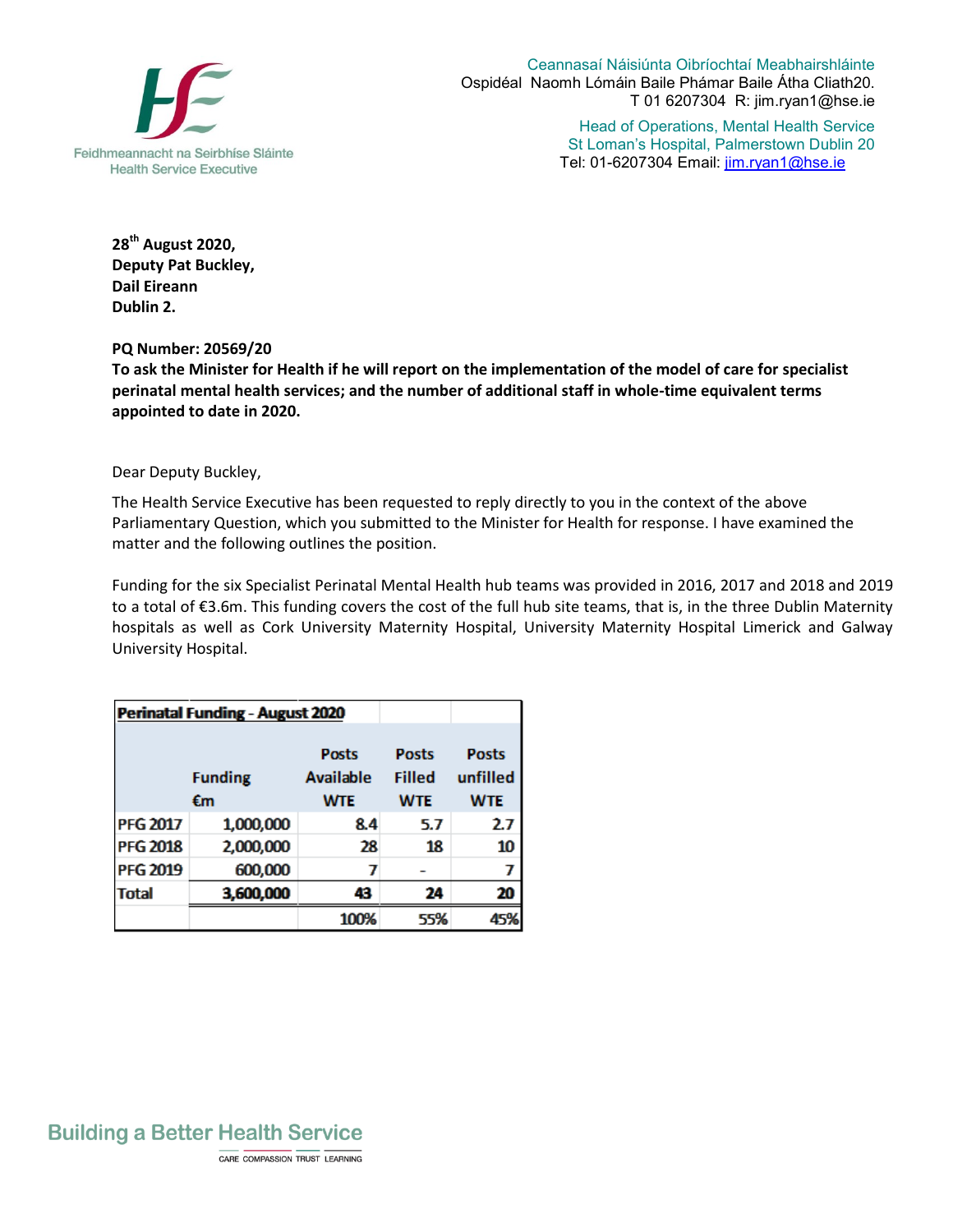Feidhmeannacht na Seirbhíse Sláinte
Health Service Executive

Ceannasaí Náisiúnta Oibríochtaí Meabhairshláinte
Ospidéal Naomh Lómáin Baile Phámar Baile Átha Cliath20.
T 01 6207304 R: jim.ryan1@hse.ie

Head of Operations, Mental Health Service
St Loman's Hospital, Palmerstown Dublin 20
Tel: 01-6207304 Email: jim.ryan1@hse.ie

**28th August 2020,**
**Deputy Pat Buckley,**
**Dail Eireann**
**Dublin 2.**

**PQ Number: 20569/20**
**To ask the Minister for Health if he will report on the implementation of the model of care for specialist perinatal mental health services; and the number of additional staff in whole-time equivalent terms appointed to date in 2020.**

Dear Deputy Buckley,

The Health Service Executive has been requested to reply directly to you in the context of the above Parliamentary Question, which you submitted to the Minister for Health for response. I have examined the matter and the following outlines the position.

Funding for the six Specialist Perinatal Mental Health hub teams was provided in 2016, 2017 and 2018 and 2019 to a total of €3.6m. This funding covers the cost of the full hub site teams, that is, in the three Dublin Maternity hospitals as well as Cork University Maternity Hospital, University Maternity Hospital Limerick and Galway University Hospital.

**Perinatal Funding - August 2020**

| | Funding €m | Posts Available WTE | Posts Filled WTE | Posts unfilled WTE |
|---|---|---|---|---|
| PFG 2017 | 1,000,000 | 8.4 | 5.7 | 2.7 |
| PFG 2018 | 2,000,000 | 28 | 18 | 10 |
| PFG 2019 | 600,000 | 7 | - | 7 |
| Total | 3,600,000 | 43 | 24 | 20 |
| | | 100% | 55% | 45% |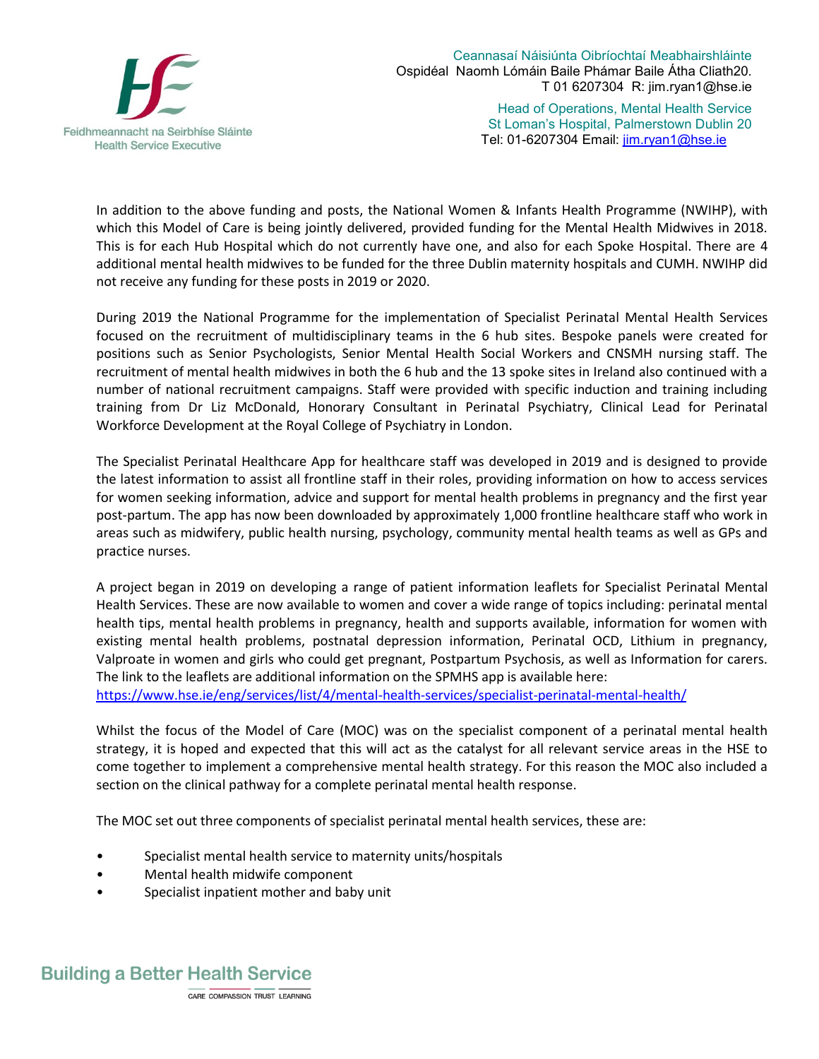In addition to the above funding and posts, the National Women & Infants Health Programme (NWIHP), with which this Model of Care is being jointly delivered, provided funding for the Mental Health Midwives in 2018. This is for each Hub Hospital which do not currently have one, and also for each Spoke Hospital. There are 4 additional mental health midwives to be funded for the three Dublin maternity hospitals and CUMH. NWIHP did not receive any funding for these posts in 2019 or 2020.

During 2019 the National Programme for the implementation of Specialist Perinatal Mental Health Services focused on the recruitment of multidisciplinary teams in the 6 hub sites. Bespoke panels were created for positions such as Senior Psychologists, Senior Mental Health Social Workers and CNSMH nursing staff. The recruitment of mental health midwives in both the 6 hub and the 13 spoke sites in Ireland also continued with a number of national recruitment campaigns. Staff were provided with specific induction and training including training from Dr Liz McDonald, Honorary Consultant in Perinatal Psychiatry, Clinical Lead for Perinatal Workforce Development at the Royal College of Psychiatry in London.

The Specialist Perinatal Healthcare App for healthcare staff was developed in 2019 and is designed to provide the latest information to assist all frontline staff in their roles, providing information on how to access services for women seeking information, advice and support for mental health problems in pregnancy and the first year post-partum. The app has now been downloaded by approximately 1,000 frontline healthcare staff who work in areas such as midwifery, public health nursing, psychology, community mental health teams as well as GPs and practice nurses.

A project began in 2019 on developing a range of patient information leaflets for Specialist Perinatal Mental Health Services. These are now available to women and cover a wide range of topics including: perinatal mental health tips, mental health problems in pregnancy, health and supports available, information for women with existing mental health problems, postnatal depression information, Perinatal OCD, Lithium in pregnancy, Valproate in women and girls who could get pregnant, Postpartum Psychosis, as well as Information for carers. The link to the leaflets are additional information on the SPMHS app is available here:
https://www.hse.ie/eng/services/list/4/mental-health-services/specialist-perinatal-mental-health/

Whilst the focus of the Model of Care (MOC) was on the specialist component of a perinatal mental health strategy, it is hoped and expected that this will act as the catalyst for all relevant service areas in the HSE to come together to implement a comprehensive mental health strategy. For this reason the MOC also included a section on the clinical pathway for a complete perinatal mental health response.

The MOC set out three components of specialist perinatal mental health services, these are:

- Specialist mental health service to maternity units/hospitals
- Mental health midwife component
- Specialist inpatient mother and baby unit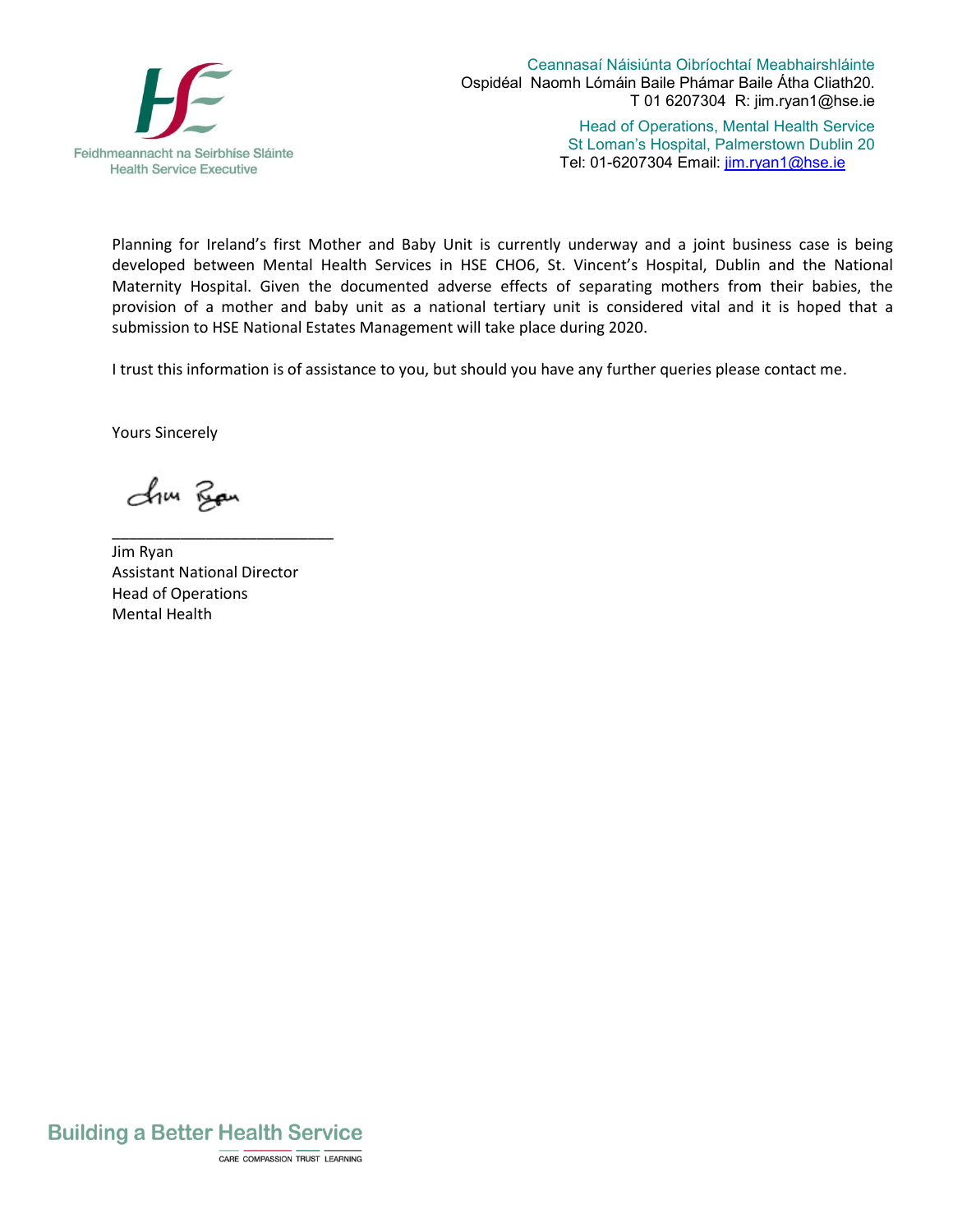Planning for Ireland's first Mother and Baby Unit is currently underway and a joint business case is being developed between Mental Health Services in HSE CHO6, St. Vincent's Hospital, Dublin and the National Maternity Hospital. Given the documented adverse effects of separating mothers from their babies, the provision of a mother and baby unit as a national tertiary unit is considered vital and it is hoped that a submission to HSE National Estates Management will take place during 2020.

I trust this information is of assistance to you, but should you have any further queries please contact me.

Yours Sincerely

Jim Ryan
Assistant National Director
Head of Operations
Mental Health